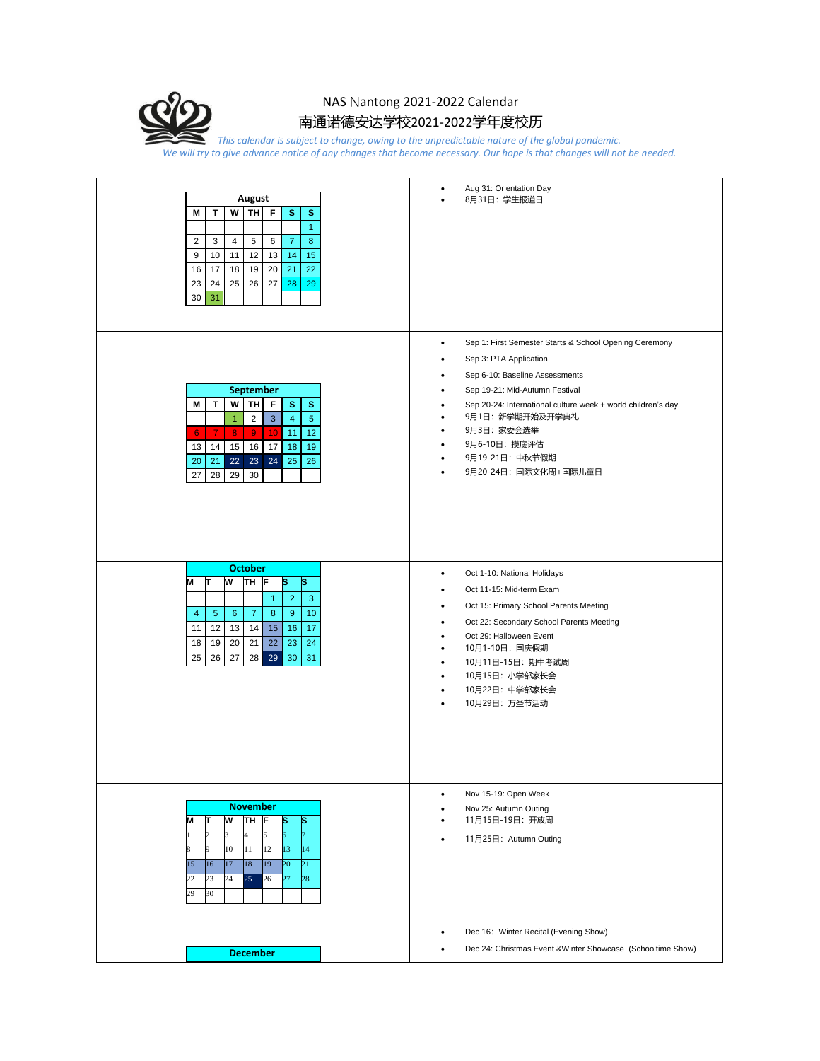# NAS Nantong 2021-2022 Calendar

# 南通诺德安达学校2021-2022学年度校历

*This calendar is subject to change, owing to the unpredictable nature of the global pandemic.*
*We will try to give advance notice of any changes that become necessary. Our hope is that changes will not be needed.*

**August**

| M | T | W | TH | F | S | S |
|---|---|---|---|---|---|---|
| | | | | | | 1 |
| 2 | 3 | 4 | 5 | 6 | 7 | 8 |
| 9 | 10 | 11 | 12 | 13 | 14 | 15 |
| 16 | 17 | 18 | 19 | 20 | 21 | 22 |
| 23 | 24 | 25 | 26 | 27 | 28 | 29 |
| 30 | 31 | | | | | |

- Aug 31: Orientation Day
- 8月31日：学生报道日

**September**

| M | T | W | TH | F | S | S |
|---|---|---|---|---|---|---|
| | | 1 | 2 | 3 | 4 | 5 |
| 6 | 7 | 8 | 9 | 10 | 11 | 12 |
| 13 | 14 | 15 | 16 | 17 | 18 | 19 |
| 20 | 21 | 22 | 23 | 24 | 25 | 26 |
| 27 | 28 | 29 | 30 | | | |

- Sep 1: First Semester Starts & School Opening Ceremony
- Sep 3: PTA Application
- Sep 6-10: Baseline Assessments
- Sep 19-21: Mid-Autumn Festival
- Sep 20-24: International culture week + world children's day
- 9月1日：新学期开始及开学典礼
- 9月3日：家委会选举
- 9月6-10日：摸底评估
- 9月19-21日：中秋节假期
- 9月20-24日：国际文化周+国际儿童日

**October**

| M | T | W | TH | F | S | S |
|---|---|---|---|---|---|---|
| | | | | 1 | 2 | 3 |
| 4 | 5 | 6 | 7 | 8 | 9 | 10 |
| 11 | 12 | 13 | 14 | 15 | 16 | 17 |
| 18 | 19 | 20 | 21 | 22 | 23 | 24 |
| 25 | 26 | 27 | 28 | 29 | 30 | 31 |

- Oct 1-10: National Holidays
- Oct 11-15: Mid-term Exam
- Oct 15: Primary School Parents Meeting
- Oct 22: Secondary School Parents Meeting
- Oct 29: Halloween Event
- 10月1-10日：国庆假期
- 10月11日-15日：期中考试周
- 10月15日：小学部家长会
- 10月22日：中学部家长会
- 10月29日：万圣节活动

**November**

| M | T | W | TH | F | S | S |
|---|---|---|---|---|---|---|
| 1 | 2 | 3 | 4 | 5 | 6 | 7 |
| 8 | 9 | 10 | 11 | 12 | 13 | 14 |
| 15 | 16 | 17 | 18 | 19 | 20 | 21 |
| 22 | 23 | 24 | 25 | 26 | 27 | 28 |
| 29 | 30 | | | | | |

- Nov 15-19: Open Week
- Nov 25: Autumn Outing
- 11月15日-19日：开放周
- 11月25日：Autumn Outing

**December**

- Dec 16: Winter Recital (Evening Show)
- Dec 24: Christmas Event &Winter Showcase (Schooltime Show)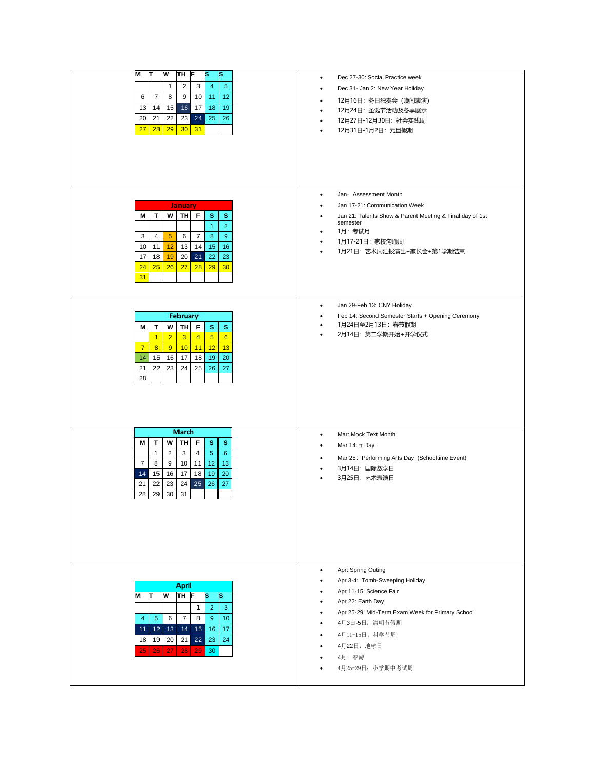| M | T | W | TH | F | S | S |
|---|---|---|---|---|---|---|
| | | 1 | 2 | 3 | 4 | 5 |
| 6 | 7 | 8 | 9 | 10 | 11 | 12 |
| 13 | 14 | 15 | 16 | 17 | 18 | 19 |
| 20 | 21 | 22 | 23 | 24 | 25 | 26 |
| 27 | 28 | 29 | 30 | 31 | | |

- Dec 27-30: Social Practice week
- Dec 31- Jan 2: New Year Holiday
- 12月16日：冬日独奏会（晚间表演）
- 12月24日：圣诞节活动及冬季展示
- 12月27日-12月30日：社会实践周
- 12月31日-1月2日：元旦假期

| January | | | | | | |
|---|---|---|---|---|---|---|
| M | T | W | TH | F | S | S |
| | | | | | 1 | 2 |
| 3 | 4 | 5 | 6 | 7 | 8 | 9 |
| 10 | 11 | 12 | 13 | 14 | 15 | 16 |
| 17 | 18 | 19 | 20 | 21 | 22 | 23 |
| 24 | 25 | 26 | 27 | 28 | 29 | 30 |
| 31 | | | | | | |

- Jan：Assessment Month
- Jan 17-21: Communication Week
- Jan 21: Talents Show & Parent Meeting & Final day of 1st semester
- 1月：考试月
- 1月17-21日：家校沟通周
- 1月21日：艺术周汇报演出+家长会+第1学期结束

| February | | | | | | |
|---|---|---|---|---|---|---|
| M | T | W | TH | F | S | S |
| | 1 | 2 | 3 | 4 | 5 | 6 |
| 7 | 8 | 9 | 10 | 11 | 12 | 13 |
| 14 | 15 | 16 | 17 | 18 | 19 | 20 |
| 21 | 22 | 23 | 24 | 25 | 26 | 27 |
| 28 | | | | | | |

- Jan 29-Feb 13: CNY Holiday
- Feb 14: Second Semester Starts + Opening Ceremony
- 1月24日至2月13日：春节假期
- 2月14日：第二学期开始+开学仪式

| March | | | | | | |
|---|---|---|---|---|---|---|
| M | T | W | TH | F | S | S |
| | 1 | 2 | 3 | 4 | 5 | 6 |
| 7 | 8 | 9 | 10 | 11 | 12 | 13 |
| 14 | 15 | 16 | 17 | 18 | 19 | 20 |
| 21 | 22 | 23 | 24 | 25 | 26 | 27 |
| 28 | 29 | 30 | 31 | | | |

- Mar: Mock Text Month
- Mar 14: π Day
- Mar 25: Performing Arts Day (Schooltime Event)
- 3月14日：国际数学日
- 3月25日：艺术表演日

| April | | | | | | |
|---|---|---|---|---|---|---|
| M | T | W | TH | F | S | S |
| | | | | 1 | 2 | 3 |
| 4 | 5 | 6 | 7 | 8 | 9 | 10 |
| 11 | 12 | 13 | 14 | 15 | 16 | 17 |
| 18 | 19 | 20 | 21 | 22 | 23 | 24 |
| 25 | 26 | 27 | 28 | 29 | 30 | |

- Apr: Spring Outing
- Apr 3-4: Tomb-Sweeping Holiday
- Apr 11-15: Science Fair
- Apr 22: Earth Day
- Apr 25-29: Mid-Term Exam Week for Primary School
- 4月3日-5日：清明节假期
- 4月11-15日：科学节周
- 4月22日：地球日
- 4月：春游
- 4月25-29日：小学期中考试周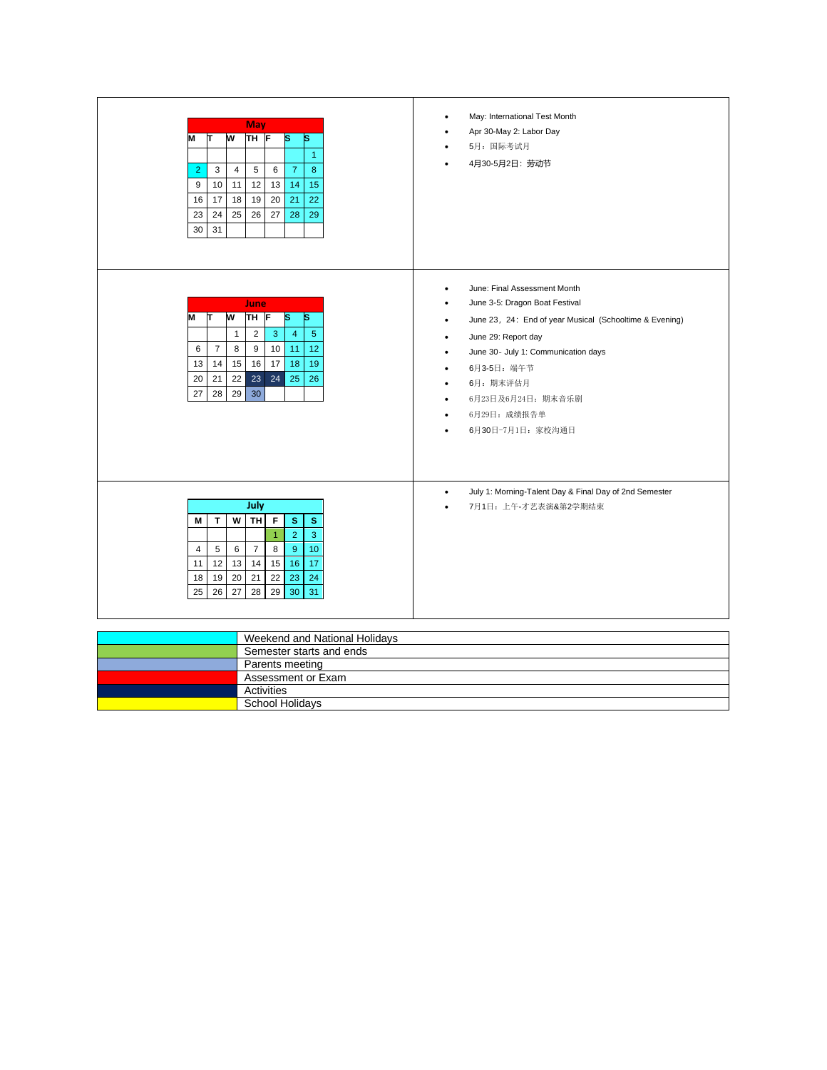| May | | | | | | |
|---|---|---|---|---|---|---|
| M | T | W | TH | F | S | S |
| | | | | | | 1 |
| 2 | 3 | 4 | 5 | 6 | 7 | 8 |
| 9 | 10 | 11 | 12 | 13 | 14 | 15 |
| 16 | 17 | 18 | 19 | 20 | 21 | 22 |
| 23 | 24 | 25 | 26 | 27 | 28 | 29 |
| 30 | 31 | | | | | |

- May: International Test Month
- Apr 30-May 2: Labor Day
- 5月：国际考试月
- 4月30-5月2日：劳动节

| June | | | | | | |
|---|---|---|---|---|---|---|
| M | T | W | TH | F | S | S |
| | | 1 | 2 | 3 | 4 | 5 |
| 6 | 7 | 8 | 9 | 10 | 11 | 12 |
| 13 | 14 | 15 | 16 | 17 | 18 | 19 |
| 20 | 21 | 22 | 23 | 24 | 25 | 26 |
| 27 | 28 | 29 | 30 | | | |

- June: Final Assessment Month
- June 3-5: Dragon Boat Festival
- June 23，24：End of year Musical (Schooltime & Evening)
- June 29: Report day
- June 30- July 1: Communication days
- 6月3-5日：端午节
- 6月：期末评估月
- 6月23日及6月24日：期末音乐剧
- 6月29日：成绩报告单
- 6月30日-7月1日：家校沟通日

| July | | | | | | |
|---|---|---|---|---|---|---|
| M | T | W | TH | F | S | S |
| | | | | 1 | 2 | 3 |
| 4 | 5 | 6 | 7 | 8 | 9 | 10 |
| 11 | 12 | 13 | 14 | 15 | 16 | 17 |
| 18 | 19 | 20 | 21 | 22 | 23 | 24 |
| 25 | 26 | 27 | 28 | 29 | 30 | 31 |

- July 1: Morning-Talent Day & Final Day of 2nd Semester
- 7月1日：上午-才艺表演&第2学期结束

| Colour | Meaning |
|---|---|
| Cyan | Weekend and National Holidays |
| Green | Semester starts and ends |
| Light blue | Parents meeting |
| Red | Assessment or Exam |
| Dark blue | Activities |
| Yellow | School Holidays |